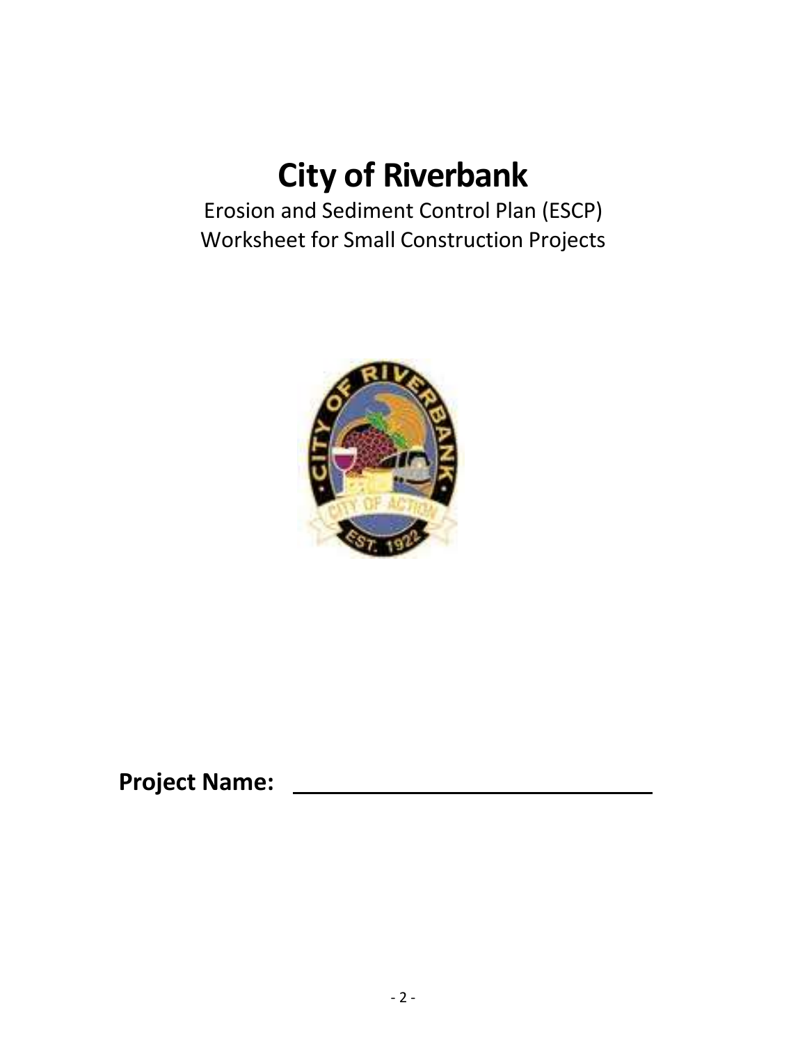# City of Riverbank

Erosion and Sediment Control Plan (ESCP)
Worksheet for Small Construction Projects

**Project Name:** \_\_\_\_\_\_\_\_\_\_\_\_\_\_\_\_\_\_\_\_\_\_\_\_\_\_\_\_\_\_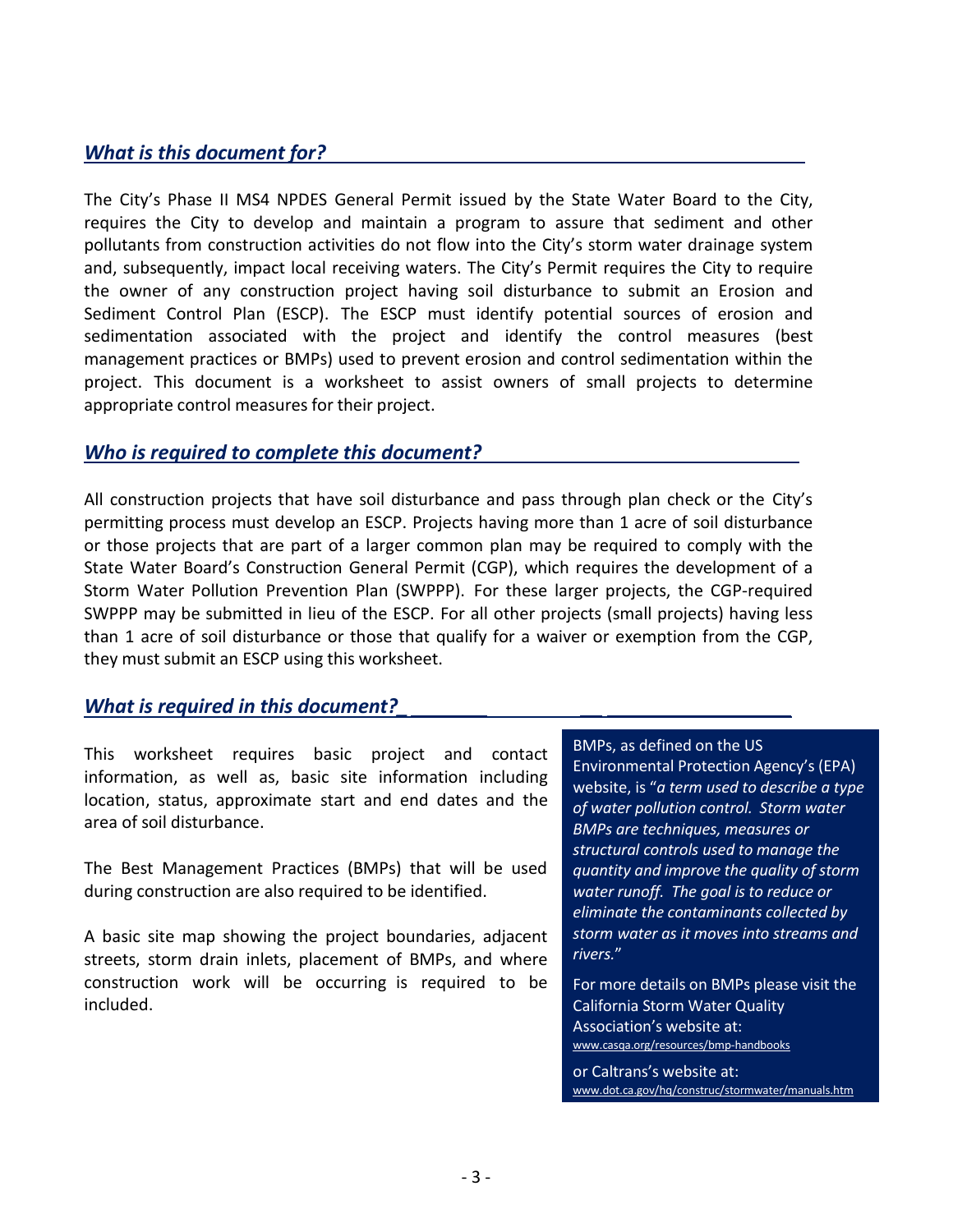## *What is this document for?*

The City's Phase II MS4 NPDES General Permit issued by the State Water Board to the City, requires the City to develop and maintain a program to assure that sediment and other pollutants from construction activities do not flow into the City's storm water drainage system and, subsequently, impact local receiving waters. The City's Permit requires the City to require the owner of any construction project having soil disturbance to submit an Erosion and Sediment Control Plan (ESCP). The ESCP must identify potential sources of erosion and sedimentation associated with the project and identify the control measures (best management practices or BMPs) used to prevent erosion and control sedimentation within the project. This document is a worksheet to assist owners of small projects to determine appropriate control measures for their project.

## *Who is required to complete this document?*

All construction projects that have soil disturbance and pass through plan check or the City's permitting process must develop an ESCP. Projects having more than 1 acre of soil disturbance or those projects that are part of a larger common plan may be required to comply with the State Water Board's Construction General Permit (CGP), which requires the development of a Storm Water Pollution Prevention Plan (SWPPP). For these larger projects, the CGP-required SWPPP may be submitted in lieu of the ESCP. For all other projects (small projects) having less than 1 acre of soil disturbance or those that qualify for a waiver or exemption from the CGP, they must submit an ESCP using this worksheet.

## *What is required in this document?*

This worksheet requires basic project and contact information, as well as, basic site information including location, status, approximate start and end dates and the area of soil disturbance.

The Best Management Practices (BMPs) that will be used during construction are also required to be identified.

A basic site map showing the project boundaries, adjacent streets, storm drain inlets, placement of BMPs, and where construction work will be occurring is required to be included.

BMPs, as defined on the US Environmental Protection Agency's (EPA) website, is "*a term used to describe a type of water pollution control. Storm water BMPs are techniques, measures or structural controls used to manage the quantity and improve the quality of storm water runoff. The goal is to reduce or eliminate the contaminants collected by storm water as it moves into streams and rivers.*"

For more details on BMPs please visit the California Storm Water Quality Association's website at:
www.casqa.org/resources/bmp-handbooks

or Caltrans's website at:
www.dot.ca.gov/hq/construc/stormwater/manuals.htm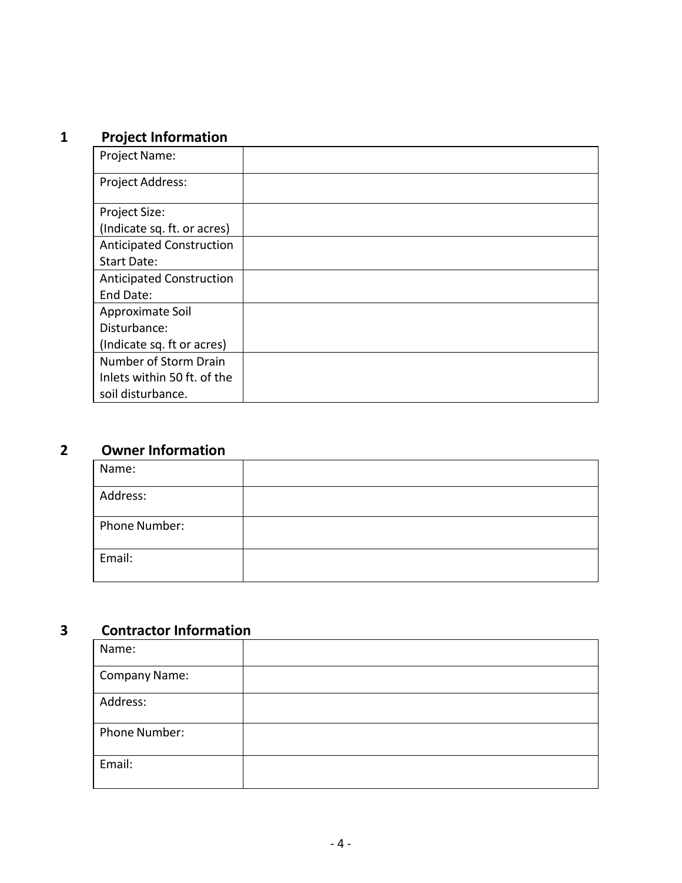## 1 Project Information

| | |
|---|---|
| Project Name: | |
| Project Address: | |
| Project Size: (Indicate sq. ft. or acres) | |
| Anticipated Construction Start Date: | |
| Anticipated Construction End Date: | |
| Approximate Soil Disturbance: (Indicate sq. ft or acres) | |
| Number of Storm Drain Inlets within 50 ft. of the soil disturbance. | |

## 2 Owner Information

| | |
|---|---|
| Name: | |
| Address: | |
| Phone Number: | |
| Email: | |

## 3 Contractor Information

| | |
|---|---|
| Name: | |
| Company Name: | |
| Address: | |
| Phone Number: | |
| Email: | |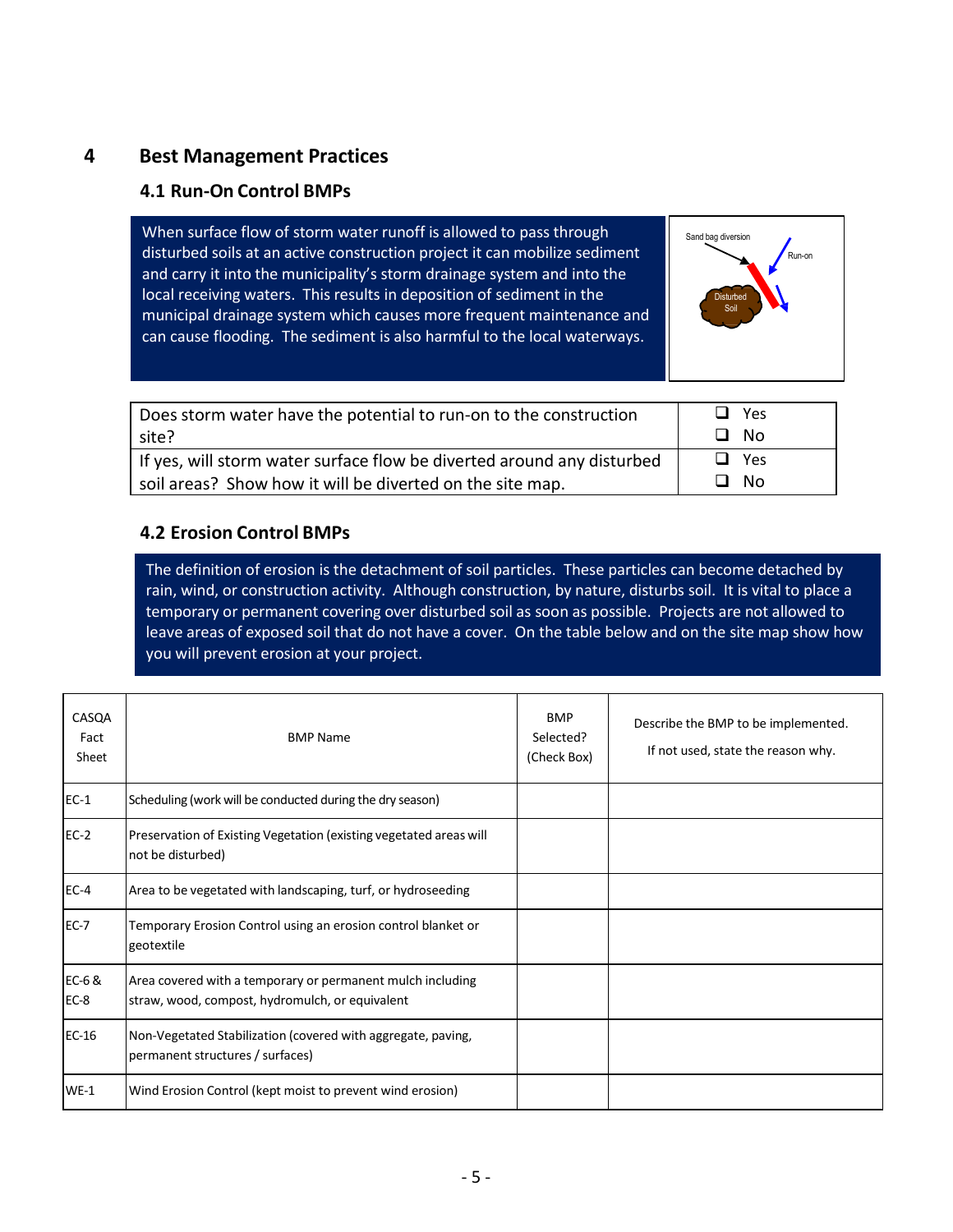# 4 Best Management Practices

## 4.1 Run-On Control BMPs

When surface flow of storm water runoff is allowed to pass through disturbed soils at an active construction project it can mobilize sediment and carry it into the municipality's storm drainage system and into the local receiving waters. This results in deposition of sediment in the municipal drainage system which causes more frequent maintenance and can cause flooding. The sediment is also harmful to the local waterways.

Sand bag diversion

Run-on

Disturbed Soil

| | |
|---|---|
| Does storm water have the potential to run-on to the construction site? | ❑ Yes<br>❑ No |
| If yes, will storm water surface flow be diverted around any disturbed soil areas? Show how it will be diverted on the site map. | ❑ Yes<br>❑ No |

## 4.2 Erosion Control BMPs

The definition of erosion is the detachment of soil particles. These particles can become detached by rain, wind, or construction activity. Although construction, by nature, disturbs soil. It is vital to place a temporary or permanent covering over disturbed soil as soon as possible. Projects are not allowed to leave areas of exposed soil that do not have a cover. On the table below and on the site map show how you will prevent erosion at your project.

| CASQA Fact Sheet | BMP Name | BMP Selected? (Check Box) | Describe the BMP to be implemented. If not used, state the reason why. |
|---|---|---|---|
| EC-1 | Scheduling (work will be conducted during the dry season) | | |
| EC-2 | Preservation of Existing Vegetation (existing vegetated areas will not be disturbed) | | |
| EC-4 | Area to be vegetated with landscaping, turf, or hydroseeding | | |
| EC-7 | Temporary Erosion Control using an erosion control blanket or geotextile | | |
| EC-6 & EC-8 | Area covered with a temporary or permanent mulch including straw, wood, compost, hydromulch, or equivalent | | |
| EC-16 | Non-Vegetated Stabilization (covered with aggregate, paving, permanent structures / surfaces) | | |
| WE-1 | Wind Erosion Control (kept moist to prevent wind erosion) | | |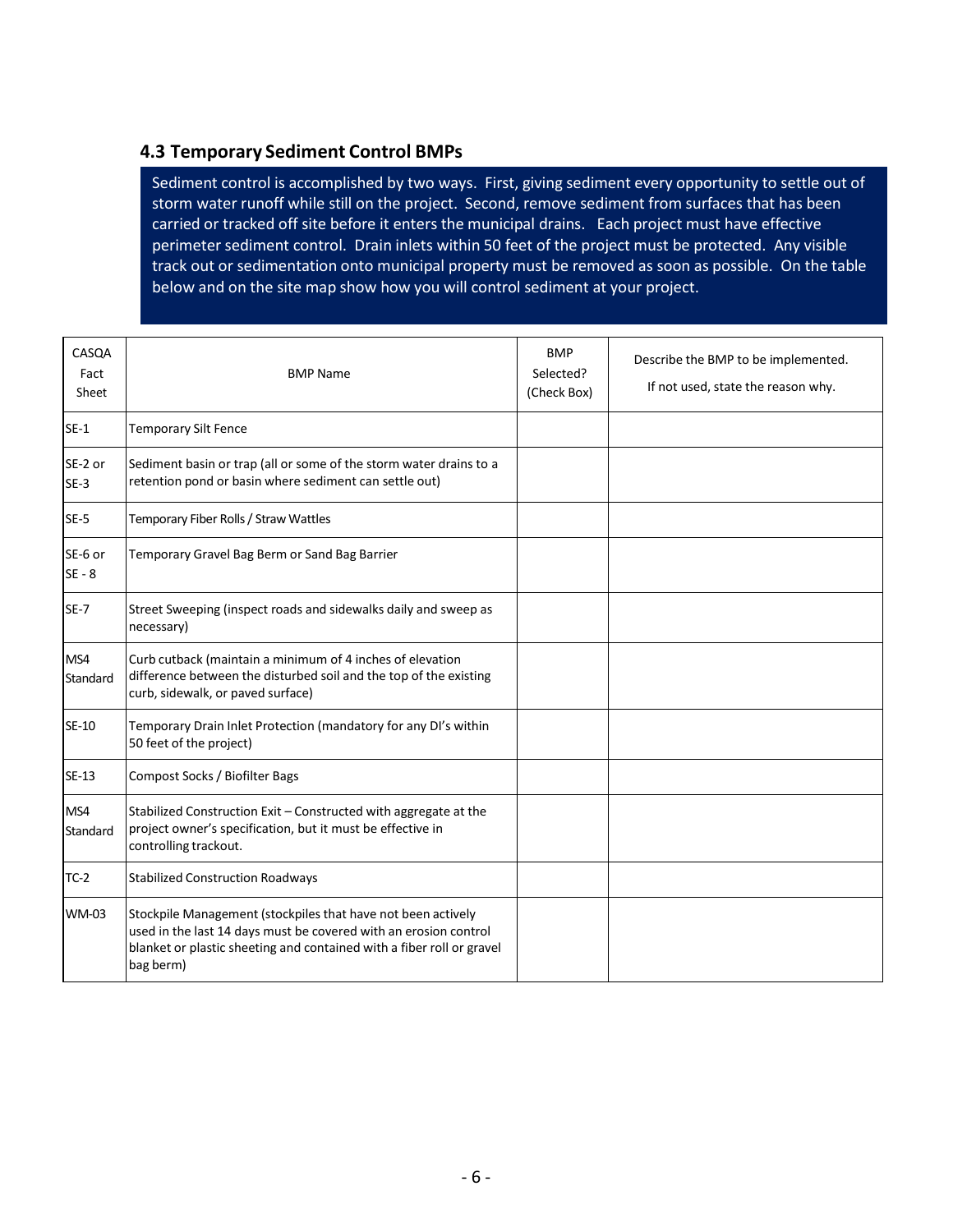### 4.3 Temporary Sediment Control BMPs

Sediment control is accomplished by two ways. First, giving sediment every opportunity to settle out of storm water runoff while still on the project. Second, remove sediment from surfaces that has been carried or tracked off site before it enters the municipal drains. Each project must have effective perimeter sediment control. Drain inlets within 50 feet of the project must be protected. Any visible track out or sedimentation onto municipal property must be removed as soon as possible. On the table below and on the site map show how you will control sediment at your project.

| CASQA Fact Sheet | BMP Name | BMP Selected? (Check Box) | Describe the BMP to be implemented. If not used, state the reason why. |
|---|---|---|---|
| SE-1 | Temporary Silt Fence | | |
| SE-2 or SE-3 | Sediment basin or trap (all or some of the storm water drains to a retention pond or basin where sediment can settle out) | | |
| SE-5 | Temporary Fiber Rolls / Straw Wattles | | |
| SE-6 or SE - 8 | Temporary Gravel Bag Berm or Sand Bag Barrier | | |
| SE-7 | Street Sweeping (inspect roads and sidewalks daily and sweep as necessary) | | |
| MS4 Standard | Curb cutback (maintain a minimum of 4 inches of elevation difference between the disturbed soil and the top of the existing curb, sidewalk, or paved surface) | | |
| SE-10 | Temporary Drain Inlet Protection (mandatory for any DI's within 50 feet of the project) | | |
| SE-13 | Compost Socks / Biofilter Bags | | |
| MS4 Standard | Stabilized Construction Exit – Constructed with aggregate at the project owner's specification, but it must be effective in controlling trackout. | | |
| TC-2 | Stabilized Construction Roadways | | |
| WM-03 | Stockpile Management (stockpiles that have not been actively used in the last 14 days must be covered with an erosion control blanket or plastic sheeting and contained with a fiber roll or gravel bag berm) | | |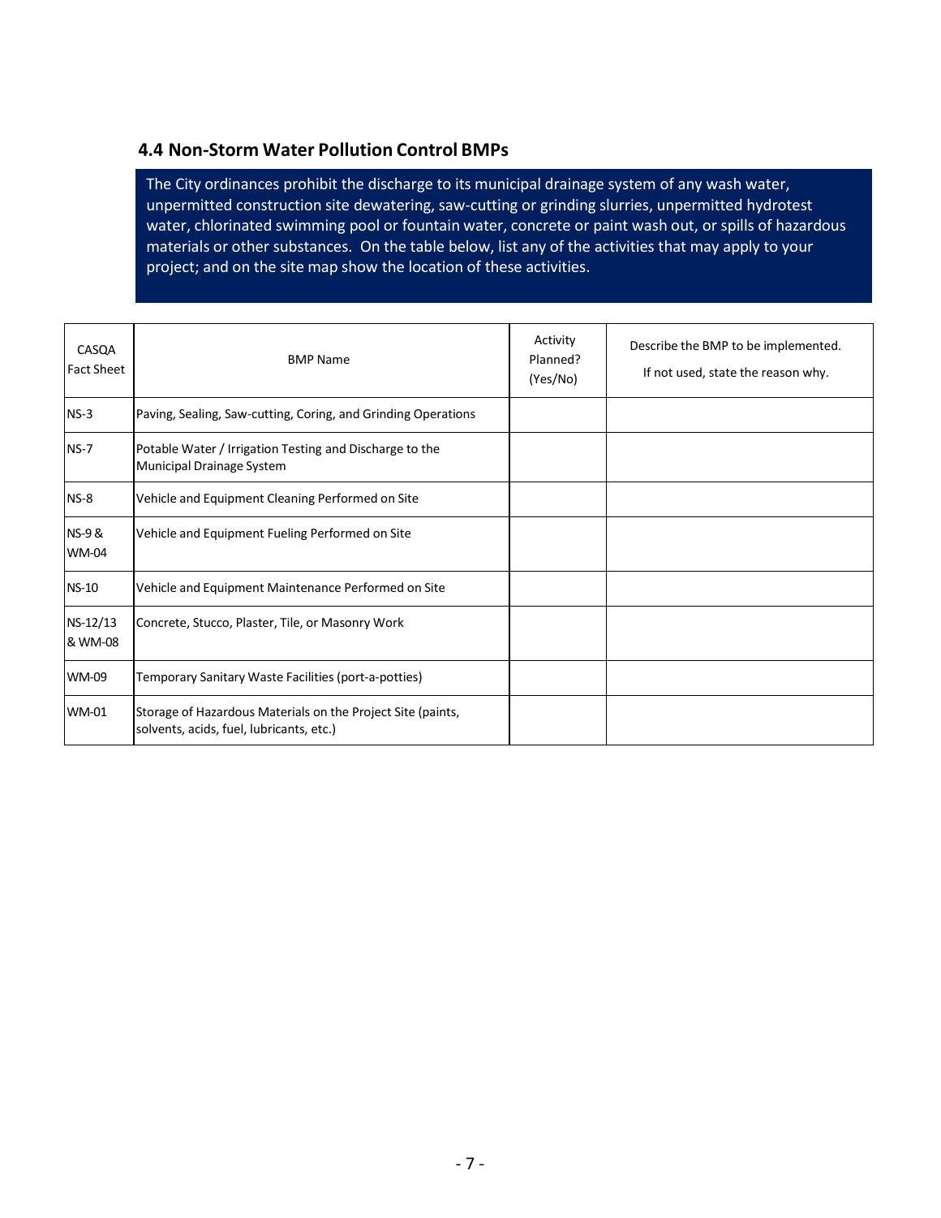## 4.4 Non-Storm Water Pollution Control BMPs

The City ordinances prohibit the discharge to its municipal drainage system of any wash water, unpermitted construction site dewatering, saw-cutting or grinding slurries, unpermitted hydrotest water, chlorinated swimming pool or fountain water, concrete or paint wash out, or spills of hazardous materials or other substances. On the table below, list any of the activities that may apply to your project; and on the site map show the location of these activities.

| CASQA Fact Sheet | BMP Name | Activity Planned? (Yes/No) | Describe the BMP to be implemented. If not used, state the reason why. |
|---|---|---|---|
| NS-3 | Paving, Sealing, Saw-cutting, Coring, and Grinding Operations | | |
| NS-7 | Potable Water / Irrigation Testing and Discharge to the Municipal Drainage System | | |
| NS-8 | Vehicle and Equipment Cleaning Performed on Site | | |
| NS-9 & WM-04 | Vehicle and Equipment Fueling Performed on Site | | |
| NS-10 | Vehicle and Equipment Maintenance Performed on Site | | |
| NS-12/13 & WM-08 | Concrete, Stucco, Plaster, Tile, or Masonry Work | | |
| WM-09 | Temporary Sanitary Waste Facilities (port-a-potties) | | |
| WM-01 | Storage of Hazardous Materials on the Project Site (paints, solvents, acids, fuel, lubricants, etc.) | | |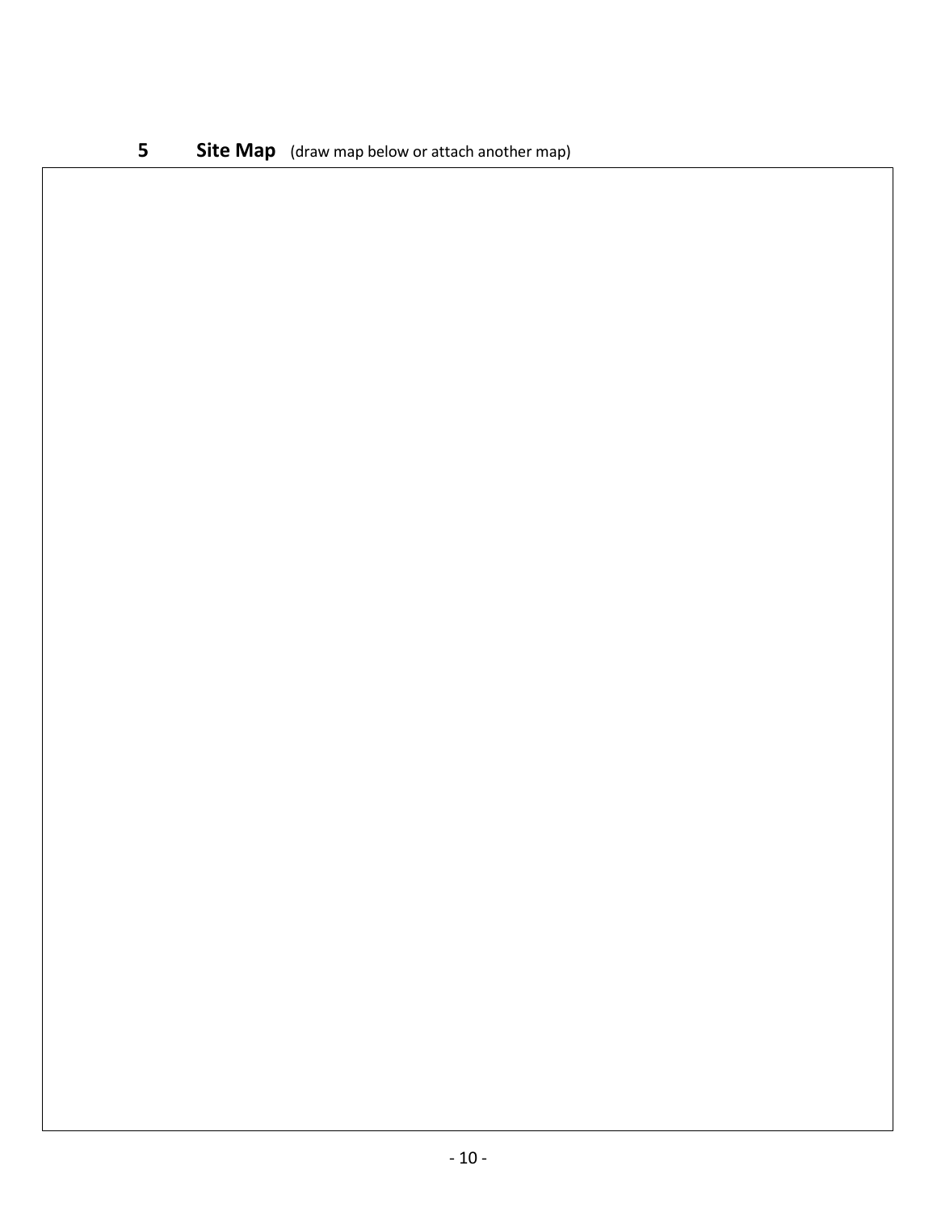## 5 Site Map (draw map below or attach another map)